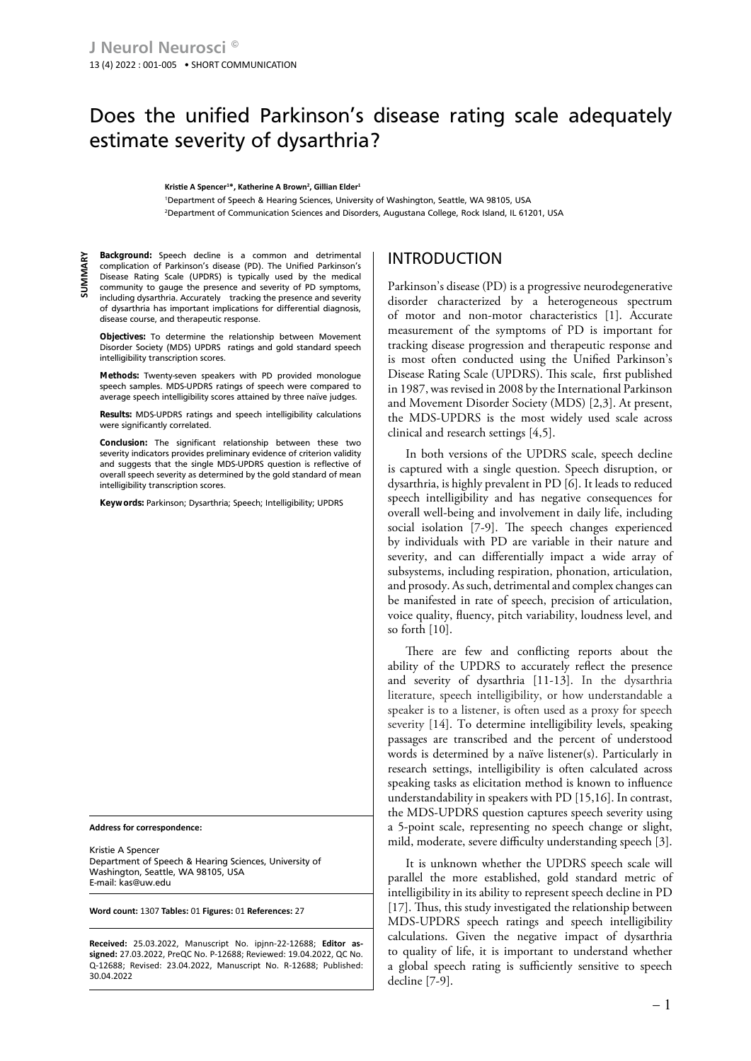# Does the unified Parkinson's disease rating scale adequately estimate severity of dysarthria?

**Kristie A Spencer[1]*, Katherine A Brown[2], Gillian Elder[1]**

[1]Department of Speech & Hearing Sciences, University of Washington, Seattle, WA 98105, USA

[2]Department of Communication Sciences and Disorders, Augustana College, Rock Island, IL 61201, USA

## SUMMARY

**Background:** Speech decline is a common and detrimental complication of Parkinson's disease (PD). The Unified Parkinson's Disease Rating Scale (UPDRS) is typically used by the medical community to gauge the presence and severity of PD symptoms, including dysarthria. Accurately tracking the presence and severity of dysarthria has important implications for differential diagnosis, disease course, and therapeutic response.

**Objectives:** To determine the relationship between Movement Disorder Society (MDS) UPDRS ratings and gold standard speech intelligibility transcription scores.

**Methods:** Twenty-seven speakers with PD provided monologue speech samples. MDS-UPDRS ratings of speech were compared to average speech intelligibility scores attained by three naïve judges.

**Results:** MDS-UPDRS ratings and speech intelligibility calculations were significantly correlated.

**Conclusion:** The significant relationship between these two severity indicators provides preliminary evidence of criterion validity and suggests that the single MDS-UPDRS question is reflective of overall speech severity as determined by the gold standard of mean intelligibility transcription scores.

**Keywords:** Parkinson; Dysarthria; Speech; Intelligibility; UPDRS

**Address for correspondence:**

Kristie A Spencer
Department of Speech & Hearing Sciences, University of Washington, Seattle, WA 98105, USA
E-mail: kas@uw.edu

**Word count:** 1307 **Tables:** 01 **Figures:** 01 **References:** 27

**Received:** 25.03.2022, Manuscript No. ipjnn-22-12688; **Editor assigned:** 27.03.2022, PreQC No. P-12688; Reviewed: 19.04.2022, QC No. Q-12688; Revised: 23.04.2022, Manuscript No. R-12688; Published: 30.04.2022

## INTRODUCTION

Parkinson's disease (PD) is a progressive neurodegenerative disorder characterized by a heterogeneous spectrum of motor and non-motor characteristics [1]. Accurate measurement of the symptoms of PD is important for tracking disease progression and therapeutic response and is most often conducted using the Unified Parkinson's Disease Rating Scale (UPDRS). This scale, first published in 1987, was revised in 2008 by the International Parkinson and Movement Disorder Society (MDS) [2,3]. At present, the MDS-UPDRS is the most widely used scale across clinical and research settings [4,5].

In both versions of the UPDRS scale, speech decline is captured with a single question. Speech disruption, or dysarthria, is highly prevalent in PD [6]. It leads to reduced speech intelligibility and has negative consequences for overall well-being and involvement in daily life, including social isolation [7-9]. The speech changes experienced by individuals with PD are variable in their nature and severity, and can differentially impact a wide array of subsystems, including respiration, phonation, articulation, and prosody. As such, detrimental and complex changes can be manifested in rate of speech, precision of articulation, voice quality, fluency, pitch variability, loudness level, and so forth [10].

There are few and conflicting reports about the ability of the UPDRS to accurately reflect the presence and severity of dysarthria [11-13]. In the dysarthria literature, speech intelligibility, or how understandable a speaker is to a listener, is often used as a proxy for speech severity [14]. To determine intelligibility levels, speaking passages are transcribed and the percent of understood words is determined by a naïve listener(s). Particularly in research settings, intelligibility is often calculated across speaking tasks as elicitation method is known to influence understandability in speakers with PD [15,16]. In contrast, the MDS-UPDRS question captures speech severity using a 5-point scale, representing no speech change or slight, mild, moderate, severe difficulty understanding speech [3].

It is unknown whether the UPDRS speech scale will parallel the more established, gold standard metric of intelligibility in its ability to represent speech decline in PD [17]. Thus, this study investigated the relationship between MDS-UPDRS speech ratings and speech intelligibility calculations. Given the negative impact of dysarthria to quality of life, it is important to understand whether a global speech rating is sufficiently sensitive to speech decline [7-9].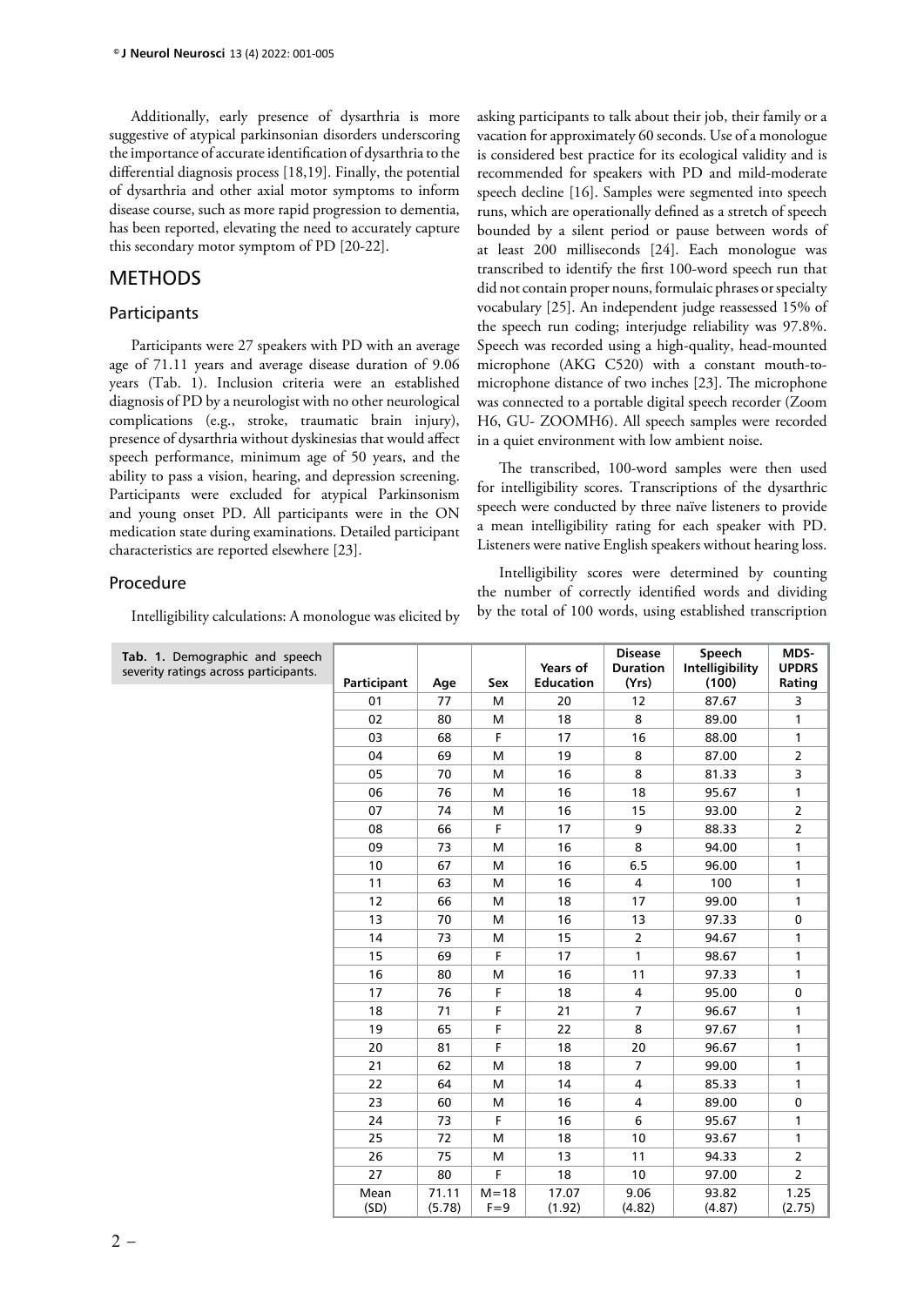Additionally, early presence of dysarthria is more suggestive of atypical parkinsonian disorders underscoring the importance of accurate identification of dysarthria to the differential diagnosis process [18,19]. Finally, the potential of dysarthria and other axial motor symptoms to inform disease course, such as more rapid progression to dementia, has been reported, elevating the need to accurately capture this secondary motor symptom of PD [20-22].

## METHODS

### Participants

Participants were 27 speakers with PD with an average age of 71.11 years and average disease duration of 9.06 years (Tab. 1). Inclusion criteria were an established diagnosis of PD by a neurologist with no other neurological complications (e.g., stroke, traumatic brain injury), presence of dysarthria without dyskinesias that would affect speech performance, minimum age of 50 years, and the ability to pass a vision, hearing, and depression screening. Participants were excluded for atypical Parkinsonism and young onset PD. All participants were in the ON medication state during examinations. Detailed participant characteristics are reported elsewhere [23].

### Procedure

Intelligibility calculations: A monologue was elicited by asking participants to talk about their job, their family or a vacation for approximately 60 seconds. Use of a monologue is considered best practice for its ecological validity and is recommended for speakers with PD and mild-moderate speech decline [16]. Samples were segmented into speech runs, which are operationally defined as a stretch of speech bounded by a silent period or pause between words of at least 200 milliseconds [24]. Each monologue was transcribed to identify the first 100-word speech run that did not contain proper nouns, formulaic phrases or specialty vocabulary [25]. An independent judge reassessed 15% of the speech run coding; interjudge reliability was 97.8%. Speech was recorded using a high-quality, head-mounted microphone (AKG C520) with a constant mouth-to-microphone distance of two inches [23]. The microphone was connected to a portable digital speech recorder (Zoom H6, GU- ZOOMH6). All speech samples were recorded in a quiet environment with low ambient noise.

The transcribed, 100-word samples were then used for intelligibility scores. Transcriptions of the dysarthric speech were conducted by three naïve listeners to provide a mean intelligibility rating for each speaker with PD. Listeners were native English speakers without hearing loss.

Intelligibility scores were determined by counting the number of correctly identified words and dividing by the total of 100 words, using established transcription

**Tab. 1.** Demographic and speech severity ratings across participants.

| Participant | Age | Sex | Years of Education | Disease Duration (Yrs) | Speech Intelligibility (100) | MDS-UPDRS Rating |
|---|---|---|---|---|---|---|
| 01 | 77 | M | 20 | 12 | 87.67 | 3 |
| 02 | 80 | M | 18 | 8 | 89.00 | 1 |
| 03 | 68 | F | 17 | 16 | 88.00 | 1 |
| 04 | 69 | M | 19 | 8 | 87.00 | 2 |
| 05 | 70 | M | 16 | 8 | 81.33 | 3 |
| 06 | 76 | M | 16 | 18 | 95.67 | 1 |
| 07 | 74 | M | 16 | 15 | 93.00 | 2 |
| 08 | 66 | F | 17 | 9 | 88.33 | 2 |
| 09 | 73 | M | 16 | 8 | 94.00 | 1 |
| 10 | 67 | M | 16 | 6.5 | 96.00 | 1 |
| 11 | 63 | M | 16 | 4 | 100 | 1 |
| 12 | 66 | M | 18 | 17 | 99.00 | 1 |
| 13 | 70 | M | 16 | 13 | 97.33 | 0 |
| 14 | 73 | M | 15 | 2 | 94.67 | 1 |
| 15 | 69 | F | 17 | 1 | 98.67 | 1 |
| 16 | 80 | M | 16 | 11 | 97.33 | 1 |
| 17 | 76 | F | 18 | 4 | 95.00 | 0 |
| 18 | 71 | F | 21 | 7 | 96.67 | 1 |
| 19 | 65 | F | 22 | 8 | 97.67 | 1 |
| 20 | 81 | F | 18 | 20 | 96.67 | 1 |
| 21 | 62 | M | 18 | 7 | 99.00 | 1 |
| 22 | 64 | M | 14 | 4 | 85.33 | 1 |
| 23 | 60 | M | 16 | 4 | 89.00 | 0 |
| 24 | 73 | F | 16 | 6 | 95.67 | 1 |
| 25 | 72 | M | 18 | 10 | 93.67 | 1 |
| 26 | 75 | M | 13 | 11 | 94.33 | 2 |
| 27 | 80 | F | 18 | 10 | 97.00 | 2 |
| Mean (SD) | 71.11 (5.78) | M=18 F=9 | 17.07 (1.92) | 9.06 (4.82) | 93.82 (4.87) | 1.25 (2.75) |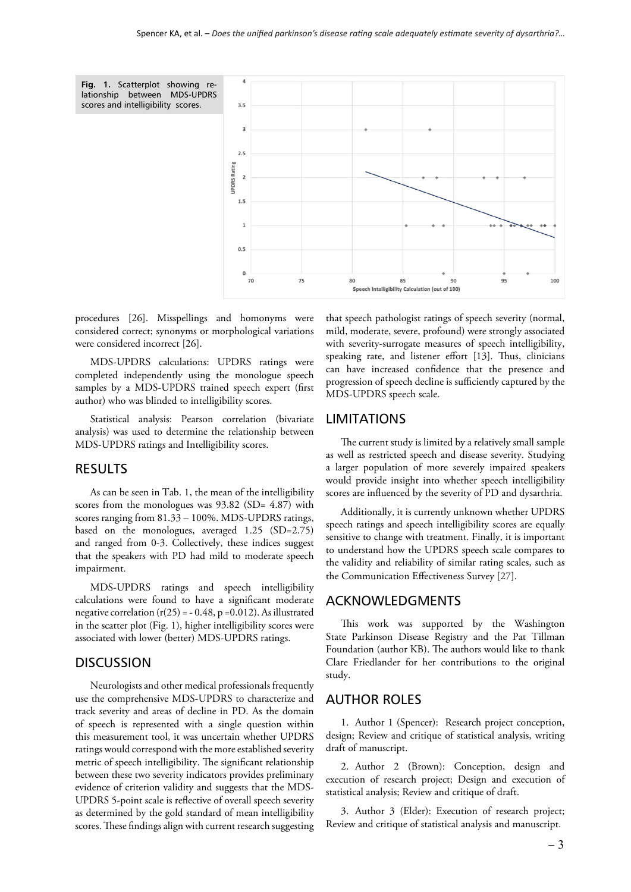**Fig. 1.** Scatterplot showing relationship between MDS-UPDRS scores and intelligibility scores.

procedures [26]. Misspellings and homonyms were considered correct; synonyms or morphological variations were considered incorrect [26].

MDS-UPDRS calculations: UPDRS ratings were completed independently using the monologue speech samples by a MDS-UPDRS trained speech expert (first author) who was blinded to intelligibility scores.

Statistical analysis: Pearson correlation (bivariate analysis) was used to determine the relationship between MDS-UPDRS ratings and Intelligibility scores.

## RESULTS

As can be seen in Tab. 1, the mean of the intelligibility scores from the monologues was 93.82 (SD= 4.87) with scores ranging from 81.33 – 100%. MDS-UPDRS ratings, based on the monologues, averaged 1.25 (SD=2.75) and ranged from 0-3. Collectively, these indices suggest that the speakers with PD had mild to moderate speech impairment.

MDS-UPDRS ratings and speech intelligibility calculations were found to have a significant moderate negative correlation ($r(25) = -0.48$, $p = 0.012$). As illustrated in the scatter plot (Fig. 1), higher intelligibility scores were associated with lower (better) MDS-UPDRS ratings.

## DISCUSSION

Neurologists and other medical professionals frequently use the comprehensive MDS-UPDRS to characterize and track severity and areas of decline in PD. As the domain of speech is represented with a single question within this measurement tool, it was uncertain whether UPDRS ratings would correspond with the more established severity metric of speech intelligibility. The significant relationship between these two severity indicators provides preliminary evidence of criterion validity and suggests that the MDS-UPDRS 5-point scale is reflective of overall speech severity as determined by the gold standard of mean intelligibility scores. These findings align with current research suggesting that speech pathologist ratings of speech severity (normal, mild, moderate, severe, profound) were strongly associated with severity-surrogate measures of speech intelligibility, speaking rate, and listener effort [13]. Thus, clinicians can have increased confidence that the presence and progression of speech decline is sufficiently captured by the MDS-UPDRS speech scale.

## LIMITATIONS

The current study is limited by a relatively small sample as well as restricted speech and disease severity. Studying a larger population of more severely impaired speakers would provide insight into whether speech intelligibility scores are influenced by the severity of PD and dysarthria.

Additionally, it is currently unknown whether UPDRS speech ratings and speech intelligibility scores are equally sensitive to change with treatment. Finally, it is important to understand how the UPDRS speech scale compares to the validity and reliability of similar rating scales, such as the Communication Effectiveness Survey [27].

## ACKNOWLEDGMENTS

This work was supported by the Washington State Parkinson Disease Registry and the Pat Tillman Foundation (author KB). The authors would like to thank Clare Friedlander for her contributions to the original study.

## AUTHOR ROLES

1. Author 1 (Spencer): Research project conception, design; Review and critique of statistical analysis, writing draft of manuscript.

2. Author 2 (Brown): Conception, design and execution of research project; Design and execution of statistical analysis; Review and critique of draft.

3. Author 3 (Elder): Execution of research project; Review and critique of statistical analysis and manuscript.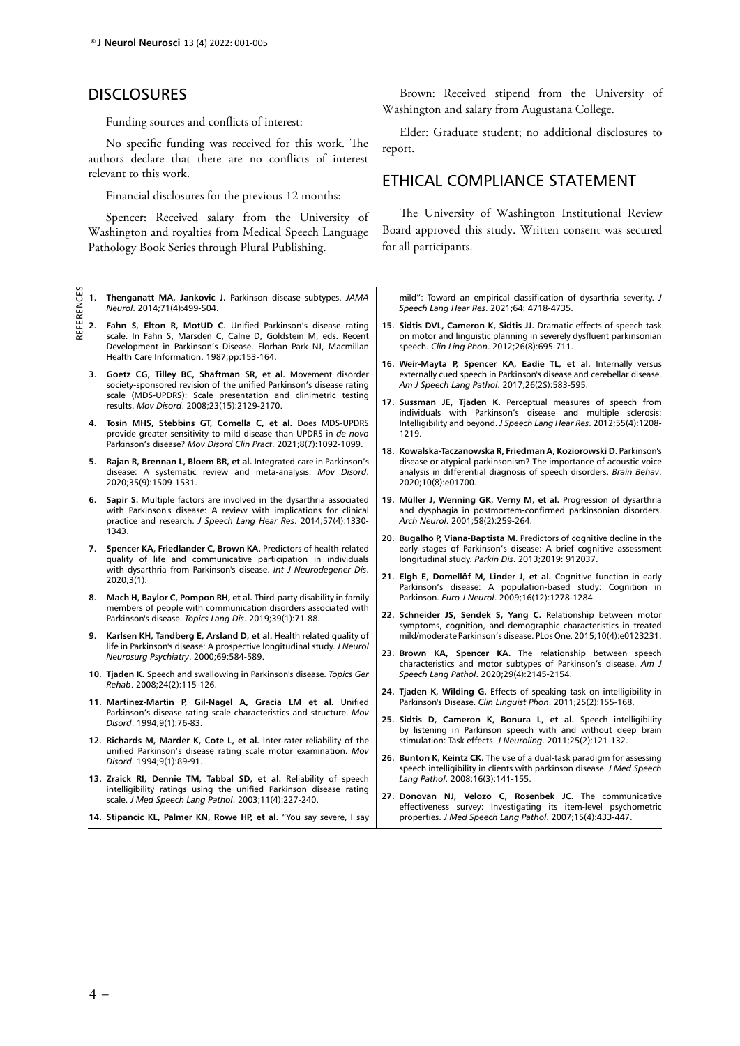## DISCLOSURES

Funding sources and conflicts of interest:

No specific funding was received for this work. The authors declare that there are no conflicts of interest relevant to this work.

Financial disclosures for the previous 12 months:

Spencer: Received salary from the University of Washington and royalties from Medical Speech Language Pathology Book Series through Plural Publishing.

Brown: Received stipend from the University of Washington and salary from Augustana College.

Elder: Graduate student; no additional disclosures to report.

## ETHICAL COMPLIANCE STATEMENT

The University of Washington Institutional Review Board approved this study. Written consent was secured for all participants.

## REFERENCES

1. **Thenganatt MA, Jankovic J.** Parkinson disease subtypes. *JAMA Neurol*. 2014;71(4):499-504.
2. **Fahn S, Elton R, MotUD C.** Unified Parkinson's disease rating scale. In Fahn S, Marsden C, Calne D, Goldstein M, eds. Recent Development in Parkinson's Disease. Florhan Park NJ, Macmillan Health Care Information. 1987;pp:153-164.
3. **Goetz CG, Tilley BC, Shaftman SR, et al.** Movement disorder society-sponsored revision of the unified Parkinson's disease rating scale (MDS-UPDRS): Scale presentation and clinimetric testing results. *Mov Disord*. 2008;23(15):2129-2170.
4. **Tosin MHS, Stebbins GT, Comella C, et al.** Does MDS-UPDRS provide greater sensitivity to mild disease than UPDRS in *de novo* Parkinson's disease? *Mov Disord Clin Pract*. 2021;8(7):1092-1099.
5. **Rajan R, Brennan L, Bloem BR, et al.** Integrated care in Parkinson's disease: A systematic review and meta-analysis. *Mov Disord*. 2020;35(9):1509-1531.
6. **Sapir S.** Multiple factors are involved in the dysarthria associated with Parkinson's disease: A review with implications for clinical practice and research. *J Speech Lang Hear Res*. 2014;57(4):1330-1343.
7. **Spencer KA, Friedlander C, Brown KA.** Predictors of health-related quality of life and communicative participation in individuals with dysarthria from Parkinson's disease. *Int J Neurodegener Dis*. 2020;3(1).
8. **Mach H, Baylor C, Pompon RH, et al.** Third-party disability in family members of people with communication disorders associated with Parkinson's disease. *Topics Lang Dis*. 2019;39(1):71-88.
9. **Karlsen KH, Tandberg E, Arsland D, et al.** Health related quality of life in Parkinson's disease: A prospective longitudinal study. *J Neurol Neurosurg Psychiatry*. 2000;69:584-589.
10. **Tjaden K.** Speech and swallowing in Parkinson's disease. *Topics Ger Rehab*. 2008;24(2):115-126.
11. **Martinez-Martin P, Gil-Nagel A, Gracia LM et al.** Unified Parkinson's disease rating scale characteristics and structure. *Mov Disord*. 1994;9(1):76-83.
12. **Richards M, Marder K, Cote L, et al.** Inter-rater reliability of the unified Parkinson's disease rating scale motor examination. *Mov Disord*. 1994;9(1):89-91.
13. **Zraick RI, Dennie TM, Tabbal SD, et al.** Reliability of speech intelligibility ratings using the unified Parkinson disease rating scale. *J Med Speech Lang Pathol*. 2003;11(4):227-240.
14. **Stipancic KL, Palmer KN, Rowe HP, et al.** "You say severe, I say mild": Toward an empirical classification of dysarthria severity. *J Speech Lang Hear Res*. 2021;64: 4718-4735.
15. **Sidtis DVL, Cameron K, Sidtis JJ.** Dramatic effects of speech task on motor and linguistic planning in severely dysfluent parkinsonian speech. *Clin Ling Phon*. 2012;26(8):695-711.
16. **Weir-Mayta P, Spencer KA, Eadie TL, et al.** Internally versus externally cued speech in Parkinson's disease and cerebellar disease. *Am J Speech Lang Pathol*. 2017;26(2S):583-595.
17. **Sussman JE, Tjaden K.** Perceptual measures of speech from individuals with Parkinson's disease and multiple sclerosis: Intelligibility and beyond. *J Speech Lang Hear Res*. 2012;55(4):1208-1219.
18. **Kowalska-Taczanowska R, Friedman A, Koziorowski D.** Parkinson's disease or atypical parkinsonism? The importance of acoustic voice analysis in differential diagnosis of speech disorders. *Brain Behav*. 2020;10(8):e01700.
19. **Müller J, Wenning GK, Verny M, et al.** Progression of dysarthria and dysphagia in postmortem-confirmed parkinsonian disorders. *Arch Neurol*. 2001;58(2):259-264.
20. **Bugalho P, Viana-Baptista M.** Predictors of cognitive decline in the early stages of Parkinson's disease: A brief cognitive assessment longitudinal study. *Parkin Dis*. 2013;2019: 912037.
21. **Elgh E, Domellöf M, Linder J, et al.** Cognitive function in early Parkinson's disease: A population-based study: Cognition in Parkinson. *Euro J Neurol*. 2009;16(12):1278-1284.
22. **Schneider JS, Sendek S, Yang C.** Relationship between motor symptoms, cognition, and demographic characteristics in treated mild/moderate Parkinson's disease. PLos One. 2015;10(4):e0123231.
23. **Brown KA, Spencer KA.** The relationship between speech characteristics and motor subtypes of Parkinson's disease. *Am J Speech Lang Pathol*. 2020;29(4):2145-2154.
24. **Tjaden K, Wilding G.** Effects of speaking task on intelligibility in Parkinson's Disease. *Clin Linguist Phon*. 2011;25(2):155-168.
25. **Sidtis D, Cameron K, Bonura L, et al.** Speech intelligibility by listening in Parkinson speech with and without deep brain stimulation: Task effects. *J Neuroling*. 2011;25(2):121-132.
26. **Bunton K, Keintz CK.** The use of a dual-task paradigm for assessing speech intelligibility in clients with parkinson disease. *J Med Speech Lang Pathol*. 2008;16(3):141-155.
27. **Donovan NJ, Velozo C, Rosenbek JC.** The communicative effectiveness survey: Investigating its item-level psychometric properties. *J Med Speech Lang Pathol*. 2007;15(4):433-447.